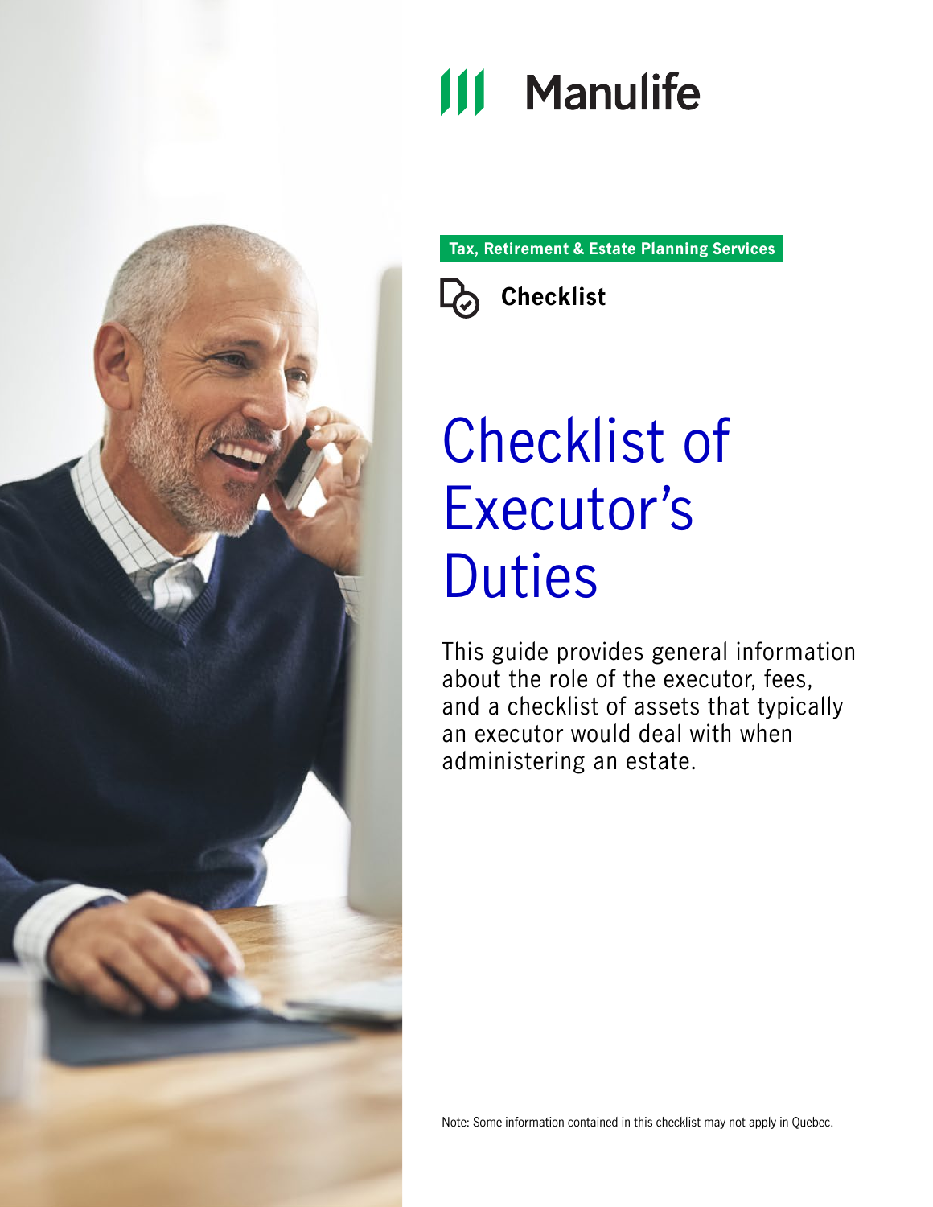Manulife

**Tax, Retirement & Estate Planning Services**

**Checklist**

# Checklist of Executor's Duties

This guide provides general information about the role of the executor, fees, and a checklist of assets that typically an executor would deal with when administering an estate.

Note: Some information contained in this checklist may not apply in Quebec.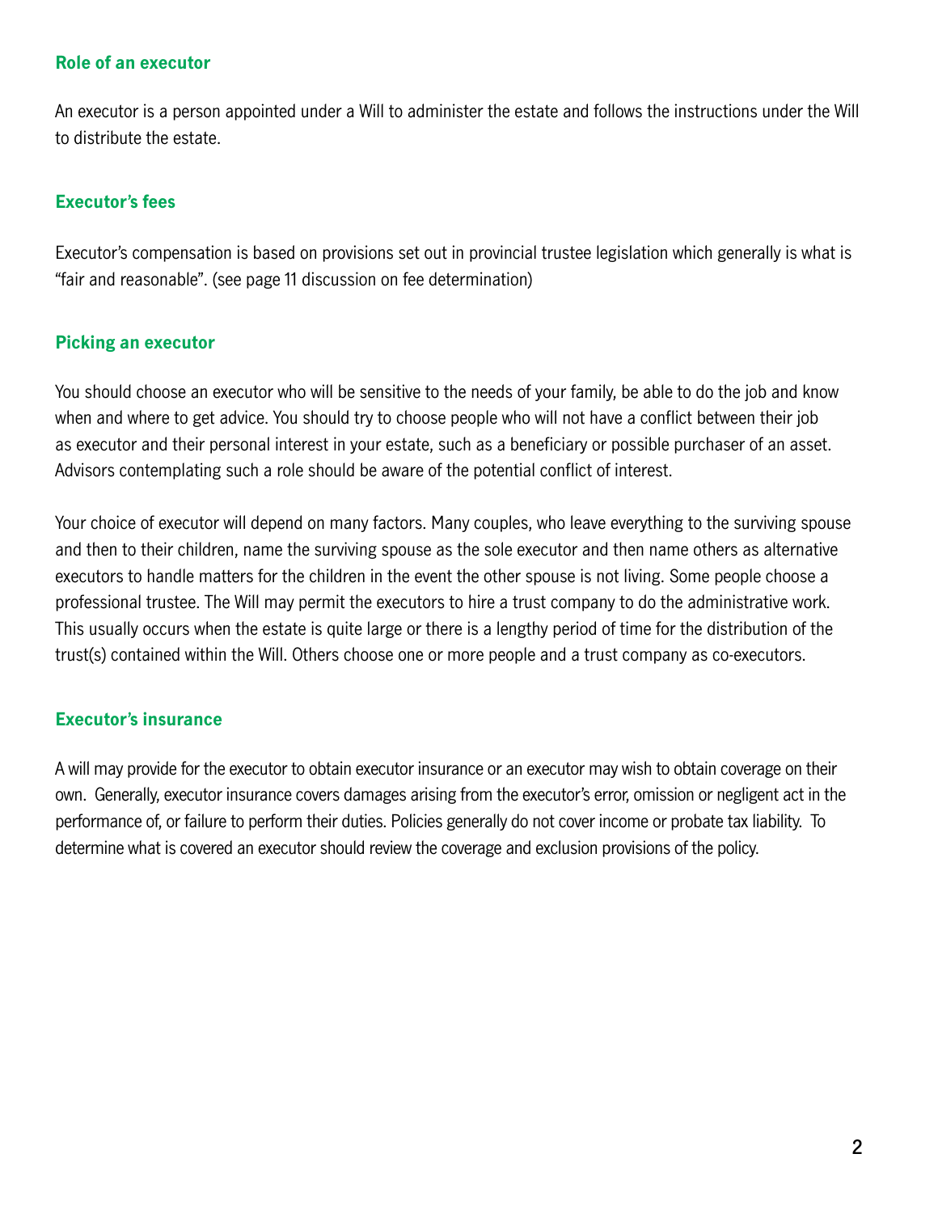## Role of an executor

An executor is a person appointed under a Will to administer the estate and follows the instructions under the Will to distribute the estate.

## Executor's fees

Executor's compensation is based on provisions set out in provincial trustee legislation which generally is what is "fair and reasonable". (see page 11 discussion on fee determination)

## Picking an executor

You should choose an executor who will be sensitive to the needs of your family, be able to do the job and know when and where to get advice. You should try to choose people who will not have a conflict between their job as executor and their personal interest in your estate, such as a beneficiary or possible purchaser of an asset. Advisors contemplating such a role should be aware of the potential conflict of interest.

Your choice of executor will depend on many factors. Many couples, who leave everything to the surviving spouse and then to their children, name the surviving spouse as the sole executor and then name others as alternative executors to handle matters for the children in the event the other spouse is not living. Some people choose a professional trustee. The Will may permit the executors to hire a trust company to do the administrative work. This usually occurs when the estate is quite large or there is a lengthy period of time for the distribution of the trust(s) contained within the Will. Others choose one or more people and a trust company as co-executors.

## Executor's insurance

A will may provide for the executor to obtain executor insurance or an executor may wish to obtain coverage on their own. Generally, executor insurance covers damages arising from the executor's error, omission or negligent act in the performance of, or failure to perform their duties. Policies generally do not cover income or probate tax liability. To determine what is covered an executor should review the coverage and exclusion provisions of the policy.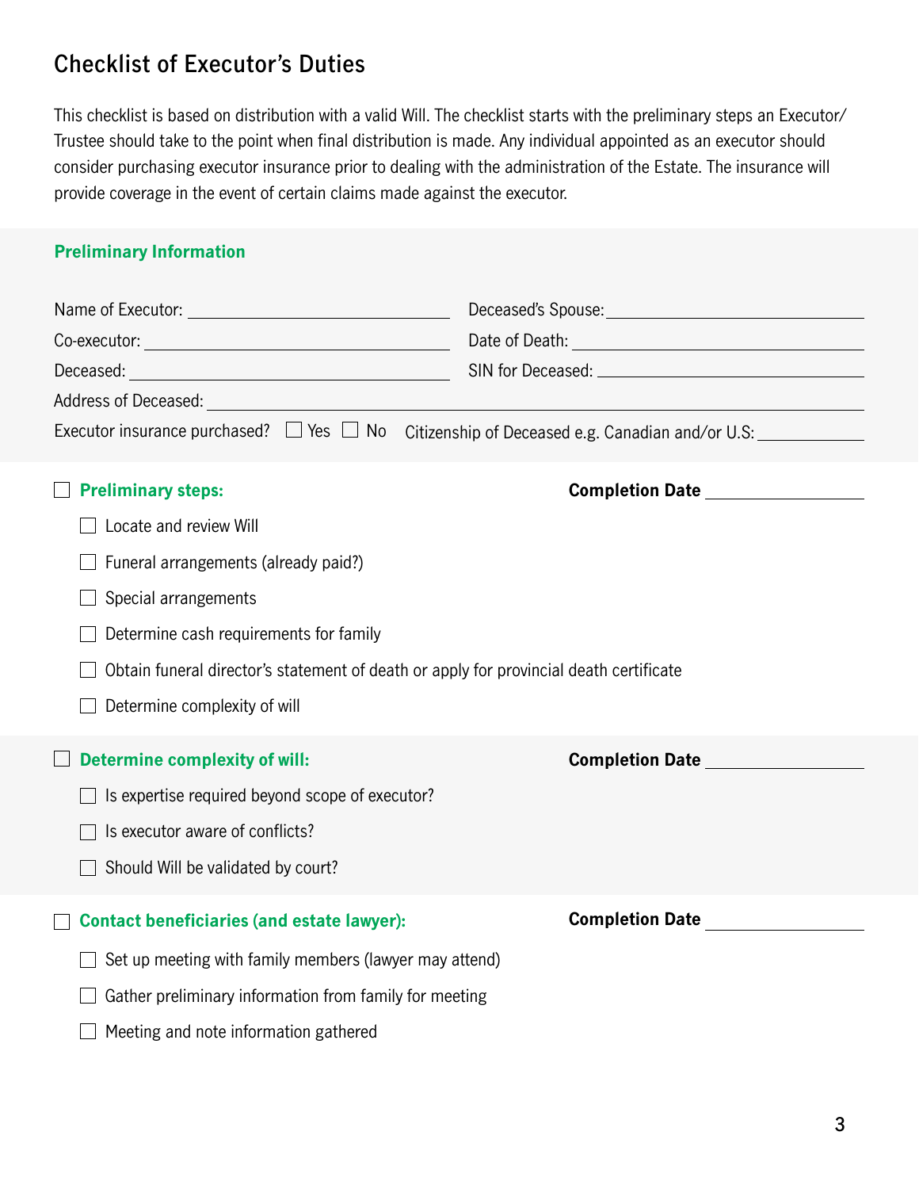# Checklist of Executor's Duties

This checklist is based on distribution with a valid Will. The checklist starts with the preliminary steps an Executor/Trustee should take to the point when final distribution is made. Any individual appointed as an executor should consider purchasing executor insurance prior to dealing with the administration of the Estate. The insurance will provide coverage in the event of certain claims made against the executor.

## Preliminary Information

Name of Executor: ______________________ Deceased's Spouse: ______________________

Co-executor: ______________________ Date of Death: ______________________

Deceased: ______________________ SIN for Deceased: ______________________

Address of Deceased: ______________________

Executor insurance purchased? ☐ Yes ☐ No Citizenship of Deceased e.g. Canadian and/or U.S: ______________________

## ☐ Preliminary steps:

**Completion Date** ______________________

- ☐ Locate and review Will
- ☐ Funeral arrangements (already paid?)
- ☐ Special arrangements
- ☐ Determine cash requirements for family
- ☐ Obtain funeral director's statement of death or apply for provincial death certificate
- ☐ Determine complexity of will

## ☐ Determine complexity of will:

**Completion Date** ______________________

- ☐ Is expertise required beyond scope of executor?
- ☐ Is executor aware of conflicts?
- ☐ Should Will be validated by court?

## ☐ Contact beneficiaries (and estate lawyer):

**Completion Date** ______________________

- ☐ Set up meeting with family members (lawyer may attend)
- ☐ Gather preliminary information from family for meeting
- ☐ Meeting and note information gathered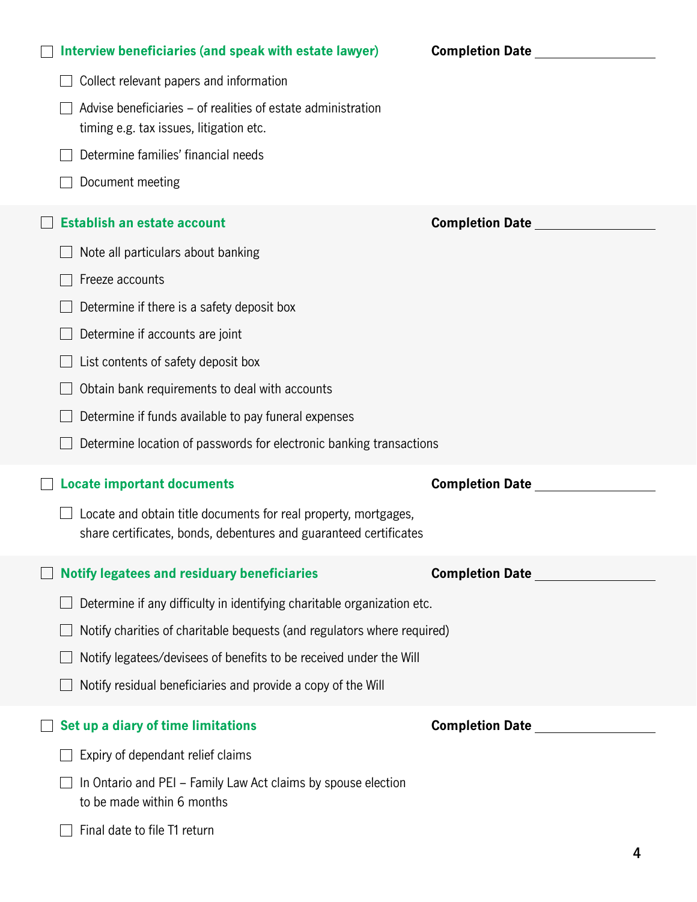- [ ] **Interview beneficiaries (and speak with estate lawyer)** **Completion Date** ________________
  - [ ] Collect relevant papers and information
  - [ ] Advise beneficiaries – of realities of estate administration timing e.g. tax issues, litigation etc.
  - [ ] Determine families' financial needs
  - [ ] Document meeting

- [ ] **Establish an estate account** **Completion Date** ________________
  - [ ] Note all particulars about banking
  - [ ] Freeze accounts
  - [ ] Determine if there is a safety deposit box
  - [ ] Determine if accounts are joint
  - [ ] List contents of safety deposit box
  - [ ] Obtain bank requirements to deal with accounts
  - [ ] Determine if funds available to pay funeral expenses
  - [ ] Determine location of passwords for electronic banking transactions

- [ ] **Locate important documents** **Completion Date** ________________
  - [ ] Locate and obtain title documents for real property, mortgages, share certificates, bonds, debentures and guaranteed certificates

- [ ] **Notify legatees and residuary beneficiaries** **Completion Date** ________________
  - [ ] Determine if any difficulty in identifying charitable organization etc.
  - [ ] Notify charities of charitable bequests (and regulators where required)
  - [ ] Notify legatees/devisees of benefits to be received under the Will
  - [ ] Notify residual beneficiaries and provide a copy of the Will

- [ ] **Set up a diary of time limitations** **Completion Date** ________________
  - [ ] Expiry of dependant relief claims
  - [ ] In Ontario and PEI – Family Law Act claims by spouse election to be made within 6 months
  - [ ] Final date to file T1 return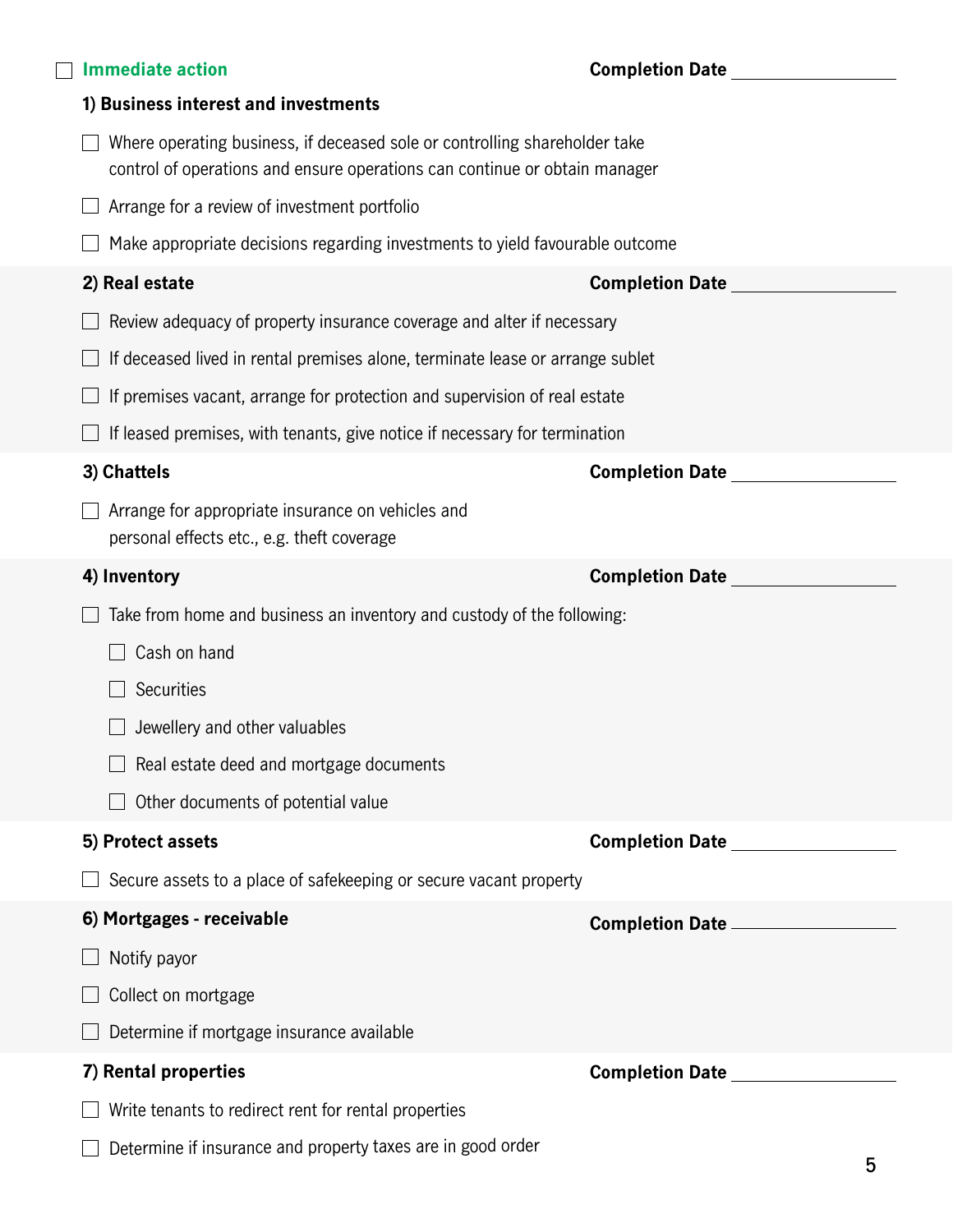- [ ] **Immediate action** — **Completion Date** \_\_\_\_\_\_\_\_\_\_\_\_

**1) Business interest and investments**

- [ ] Where operating business, if deceased sole or controlling shareholder take control of operations and ensure operations can continue or obtain manager
- [ ] Arrange for a review of investment portfolio
- [ ] Make appropriate decisions regarding investments to yield favourable outcome

**2) Real estate** — **Completion Date** \_\_\_\_\_\_\_\_\_\_\_\_

- [ ] Review adequacy of property insurance coverage and alter if necessary
- [ ] If deceased lived in rental premises alone, terminate lease or arrange sublet
- [ ] If premises vacant, arrange for protection and supervision of real estate
- [ ] If leased premises, with tenants, give notice if necessary for termination

**3) Chattels** — **Completion Date** \_\_\_\_\_\_\_\_\_\_\_\_

- [ ] Arrange for appropriate insurance on vehicles and personal effects etc., e.g. theft coverage

**4) Inventory** — **Completion Date** \_\_\_\_\_\_\_\_\_\_\_\_

- [ ] Take from home and business an inventory and custody of the following:
  - [ ] Cash on hand
  - [ ] Securities
  - [ ] Jewellery and other valuables
  - [ ] Real estate deed and mortgage documents
  - [ ] Other documents of potential value

**5) Protect assets** — **Completion Date** \_\_\_\_\_\_\_\_\_\_\_\_

- [ ] Secure assets to a place of safekeeping or secure vacant property

**6) Mortgages - receivable** — **Completion Date** \_\_\_\_\_\_\_\_\_\_\_\_

- [ ] Notify payor
- [ ] Collect on mortgage
- [ ] Determine if mortgage insurance available

**7) Rental properties** — **Completion Date** \_\_\_\_\_\_\_\_\_\_\_\_

- [ ] Write tenants to redirect rent for rental properties
- [ ] Determine if insurance and property taxes are in good order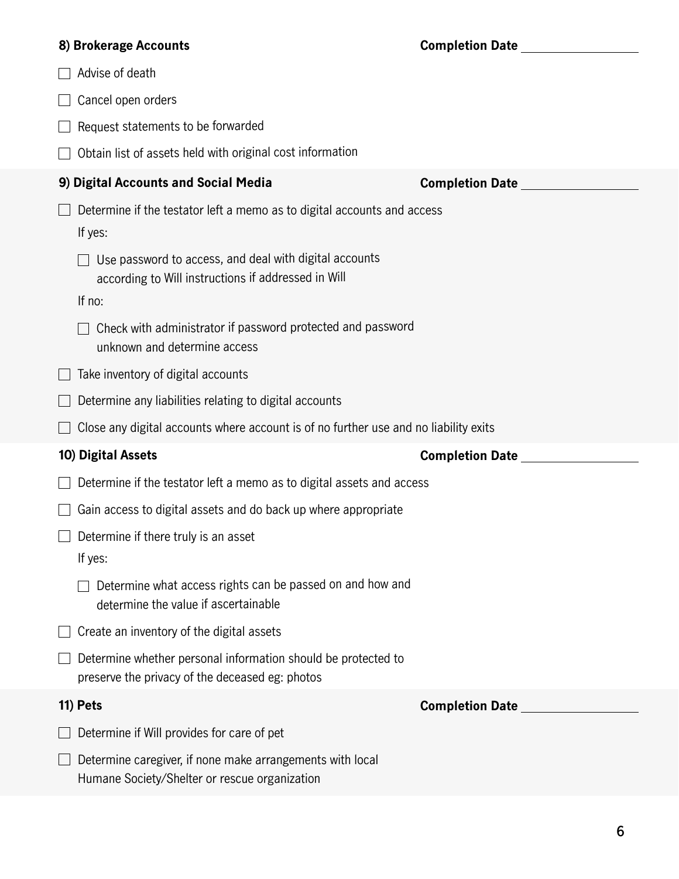### 8) Brokerage Accounts

**Completion Date** ________________

- [ ] Advise of death
- [ ] Cancel open orders
- [ ] Request statements to be forwarded
- [ ] Obtain list of assets held with original cost information

### 9) Digital Accounts and Social Media

**Completion Date** ________________

- [ ] Determine if the testator left a memo as to digital accounts and access

  If yes:

  - [ ] Use password to access, and deal with digital accounts according to Will instructions if addressed in Will

  If no:

  - [ ] Check with administrator if password protected and password unknown and determine access
- [ ] Take inventory of digital accounts
- [ ] Determine any liabilities relating to digital accounts
- [ ] Close any digital accounts where account is of no further use and no liability exits

### 10) Digital Assets

**Completion Date** ________________

- [ ] Determine if the testator left a memo as to digital assets and access
- [ ] Gain access to digital assets and do back up where appropriate
- [ ] Determine if there truly is an asset

  If yes:

  - [ ] Determine what access rights can be passed on and how and determine the value if ascertainable
- [ ] Create an inventory of the digital assets
- [ ] Determine whether personal information should be protected to preserve the privacy of the deceased eg: photos

### 11) Pets

**Completion Date** ________________

- [ ] Determine if Will provides for care of pet
- [ ] Determine caregiver, if none make arrangements with local Humane Society/Shelter or rescue organization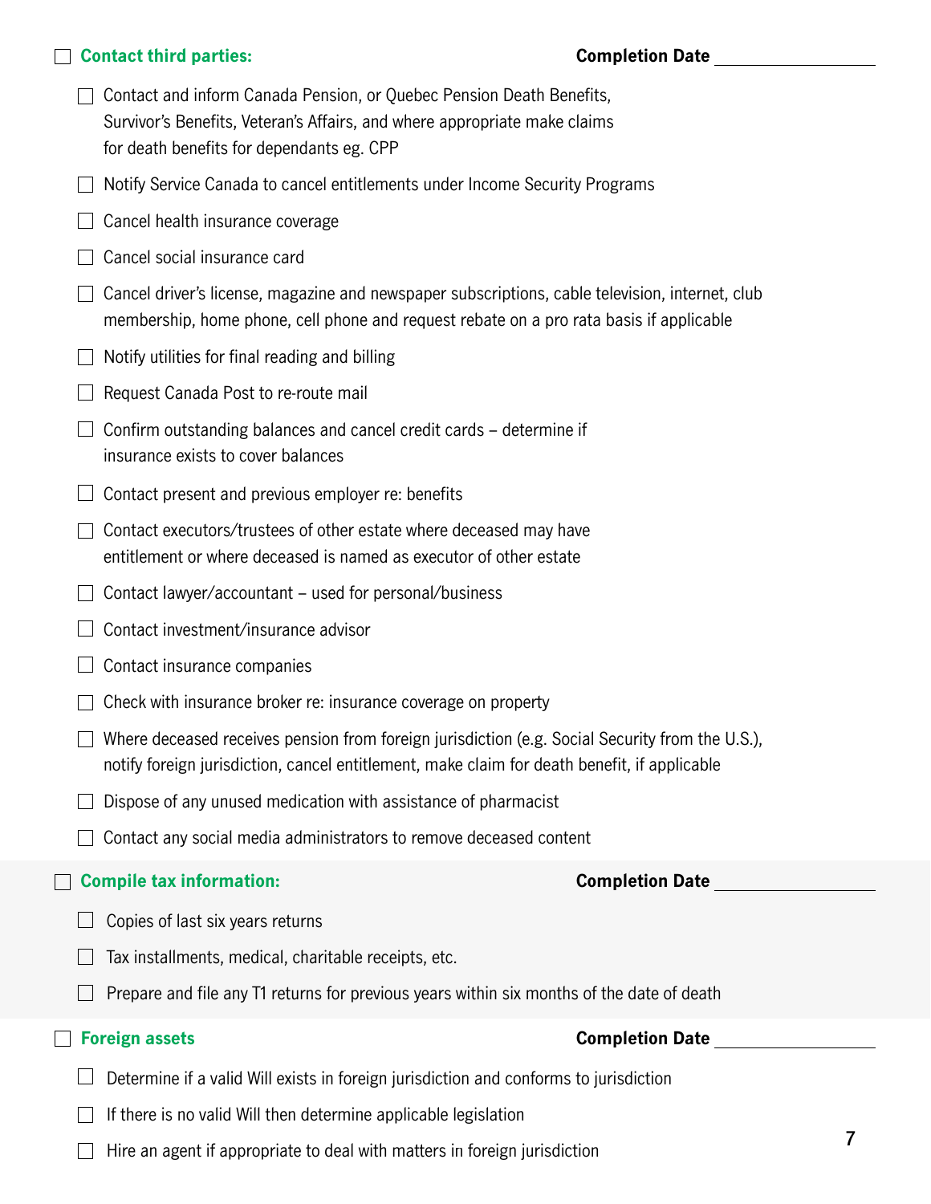- [ ] **Contact third parties:** **Completion Date** ________________
  - [ ] Contact and inform Canada Pension, or Quebec Pension Death Benefits, Survivor's Benefits, Veteran's Affairs, and where appropriate make claims for death benefits for dependants eg. CPP
  - [ ] Notify Service Canada to cancel entitlements under Income Security Programs
  - [ ] Cancel health insurance coverage
  - [ ] Cancel social insurance card
  - [ ] Cancel driver's license, magazine and newspaper subscriptions, cable television, internet, club membership, home phone, cell phone and request rebate on a pro rata basis if applicable
  - [ ] Notify utilities for final reading and billing
  - [ ] Request Canada Post to re-route mail
  - [ ] Confirm outstanding balances and cancel credit cards – determine if insurance exists to cover balances
  - [ ] Contact present and previous employer re: benefits
  - [ ] Contact executors/trustees of other estate where deceased may have entitlement or where deceased is named as executor of other estate
  - [ ] Contact lawyer/accountant – used for personal/business
  - [ ] Contact investment/insurance advisor
  - [ ] Contact insurance companies
  - [ ] Check with insurance broker re: insurance coverage on property
  - [ ] Where deceased receives pension from foreign jurisdiction (e.g. Social Security from the U.S.), notify foreign jurisdiction, cancel entitlement, make claim for death benefit, if applicable
  - [ ] Dispose of any unused medication with assistance of pharmacist
  - [ ] Contact any social media administrators to remove deceased content

- [ ] **Compile tax information:** **Completion Date** ________________
  - [ ] Copies of last six years returns
  - [ ] Tax installments, medical, charitable receipts, etc.
  - [ ] Prepare and file any T1 returns for previous years within six months of the date of death

- [ ] **Foreign assets** **Completion Date** ________________
  - [ ] Determine if a valid Will exists in foreign jurisdiction and conforms to jurisdiction
  - [ ] If there is no valid Will then determine applicable legislation
  - [ ] Hire an agent if appropriate to deal with matters in foreign jurisdiction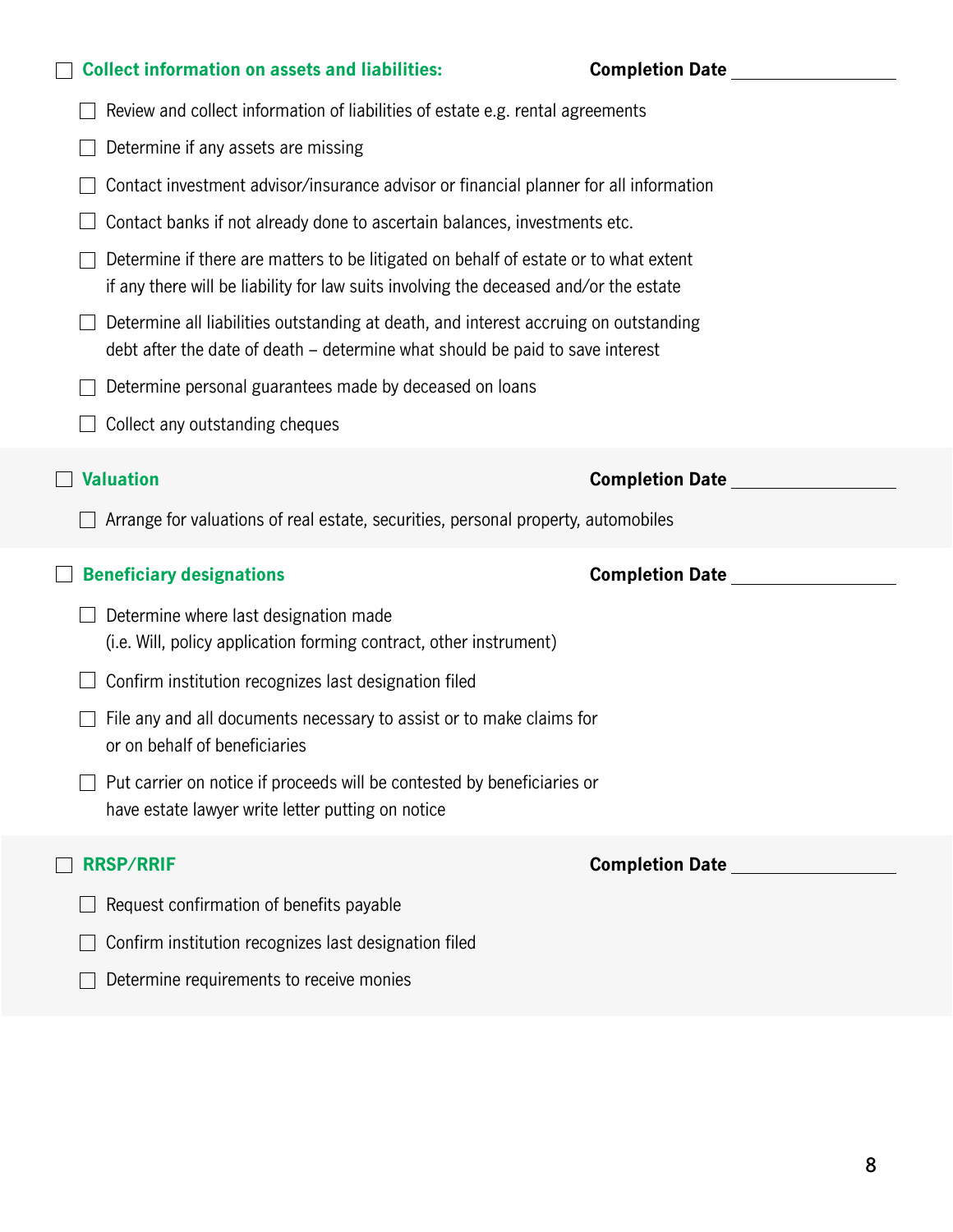- [ ] **Collect information on assets and liabilities:** **Completion Date** \_\_\_\_\_\_\_\_\_\_\_\_\_\_\_\_
  - [ ] Review and collect information of liabilities of estate e.g. rental agreements
  - [ ] Determine if any assets are missing
  - [ ] Contact investment advisor/insurance advisor or financial planner for all information
  - [ ] Contact banks if not already done to ascertain balances, investments etc.
  - [ ] Determine if there are matters to be litigated on behalf of estate or to what extent if any there will be liability for law suits involving the deceased and/or the estate
  - [ ] Determine all liabilities outstanding at death, and interest accruing on outstanding debt after the date of death – determine what should be paid to save interest
  - [ ] Determine personal guarantees made by deceased on loans
  - [ ] Collect any outstanding cheques

- [ ] **Valuation** **Completion Date** \_\_\_\_\_\_\_\_\_\_\_\_\_\_\_\_
  - [ ] Arrange for valuations of real estate, securities, personal property, automobiles

- [ ] **Beneficiary designations** **Completion Date** \_\_\_\_\_\_\_\_\_\_\_\_\_\_\_\_
  - [ ] Determine where last designation made (i.e. Will, policy application forming contract, other instrument)
  - [ ] Confirm institution recognizes last designation filed
  - [ ] File any and all documents necessary to assist or to make claims for or on behalf of beneficiaries
  - [ ] Put carrier on notice if proceeds will be contested by beneficiaries or have estate lawyer write letter putting on notice

- [ ] **RRSP/RRIF** **Completion Date** \_\_\_\_\_\_\_\_\_\_\_\_\_\_\_\_
  - [ ] Request confirmation of benefits payable
  - [ ] Confirm institution recognizes last designation filed
  - [ ] Determine requirements to receive monies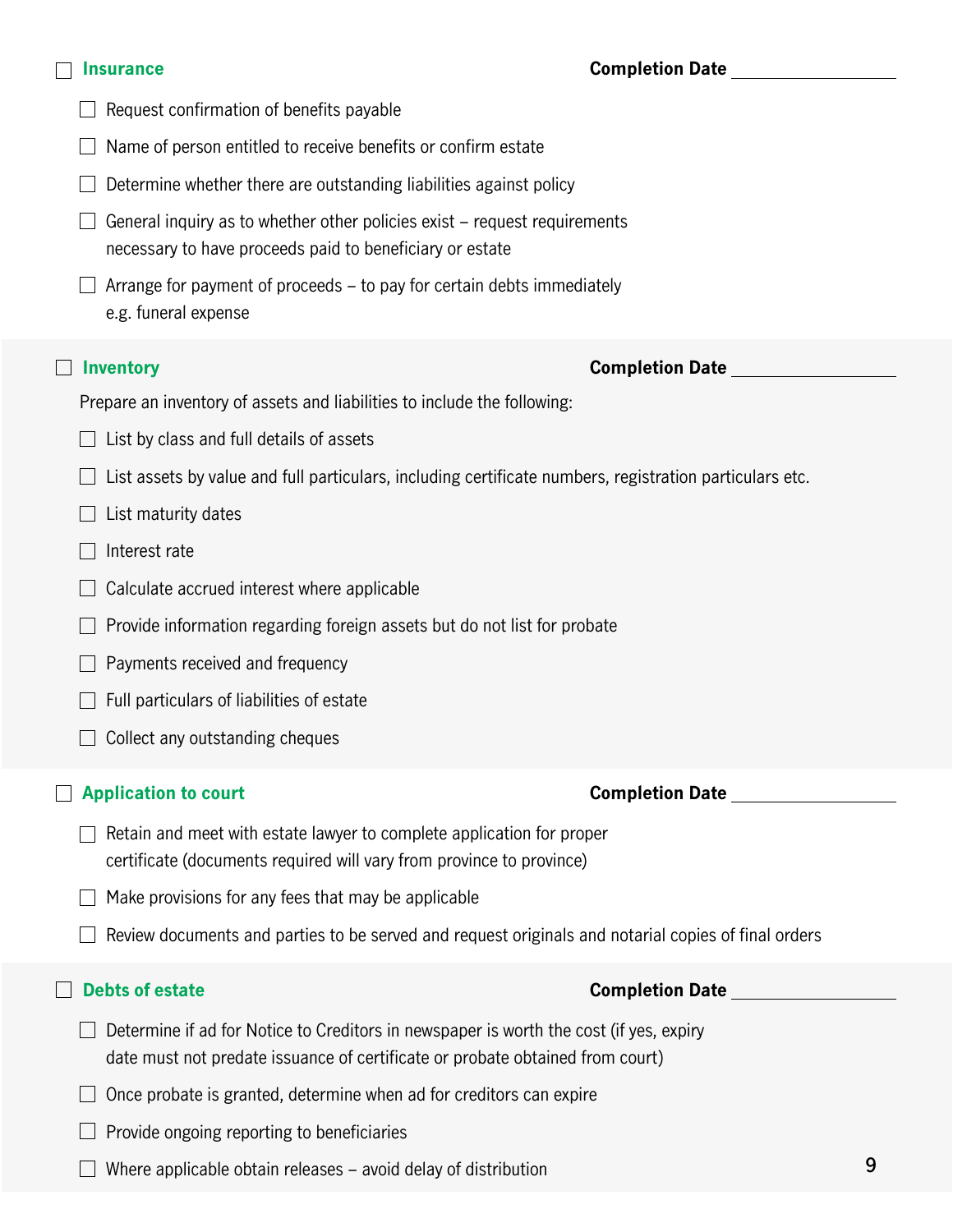- [ ] **Insurance** — **Completion Date** ______________

  - [ ] Request confirmation of benefits payable
  - [ ] Name of person entitled to receive benefits or confirm estate
  - [ ] Determine whether there are outstanding liabilities against policy
  - [ ] General inquiry as to whether other policies exist – request requirements necessary to have proceeds paid to beneficiary or estate
  - [ ] Arrange for payment of proceeds – to pay for certain debts immediately e.g. funeral expense

- [ ] **Inventory** — **Completion Date** ______________

  Prepare an inventory of assets and liabilities to include the following:

  - [ ] List by class and full details of assets
  - [ ] List assets by value and full particulars, including certificate numbers, registration particulars etc.
  - [ ] List maturity dates
  - [ ] Interest rate
  - [ ] Calculate accrued interest where applicable
  - [ ] Provide information regarding foreign assets but do not list for probate
  - [ ] Payments received and frequency
  - [ ] Full particulars of liabilities of estate
  - [ ] Collect any outstanding cheques

- [ ] **Application to court** — **Completion Date** ______________

  - [ ] Retain and meet with estate lawyer to complete application for proper certificate (documents required will vary from province to province)
  - [ ] Make provisions for any fees that may be applicable
  - [ ] Review documents and parties to be served and request originals and notarial copies of final orders

- [ ] **Debts of estate** — **Completion Date** ______________

  - [ ] Determine if ad for Notice to Creditors in newspaper is worth the cost (if yes, expiry date must not predate issuance of certificate or probate obtained from court)
  - [ ] Once probate is granted, determine when ad for creditors can expire
  - [ ] Provide ongoing reporting to beneficiaries
  - [ ] Where applicable obtain releases – avoid delay of distribution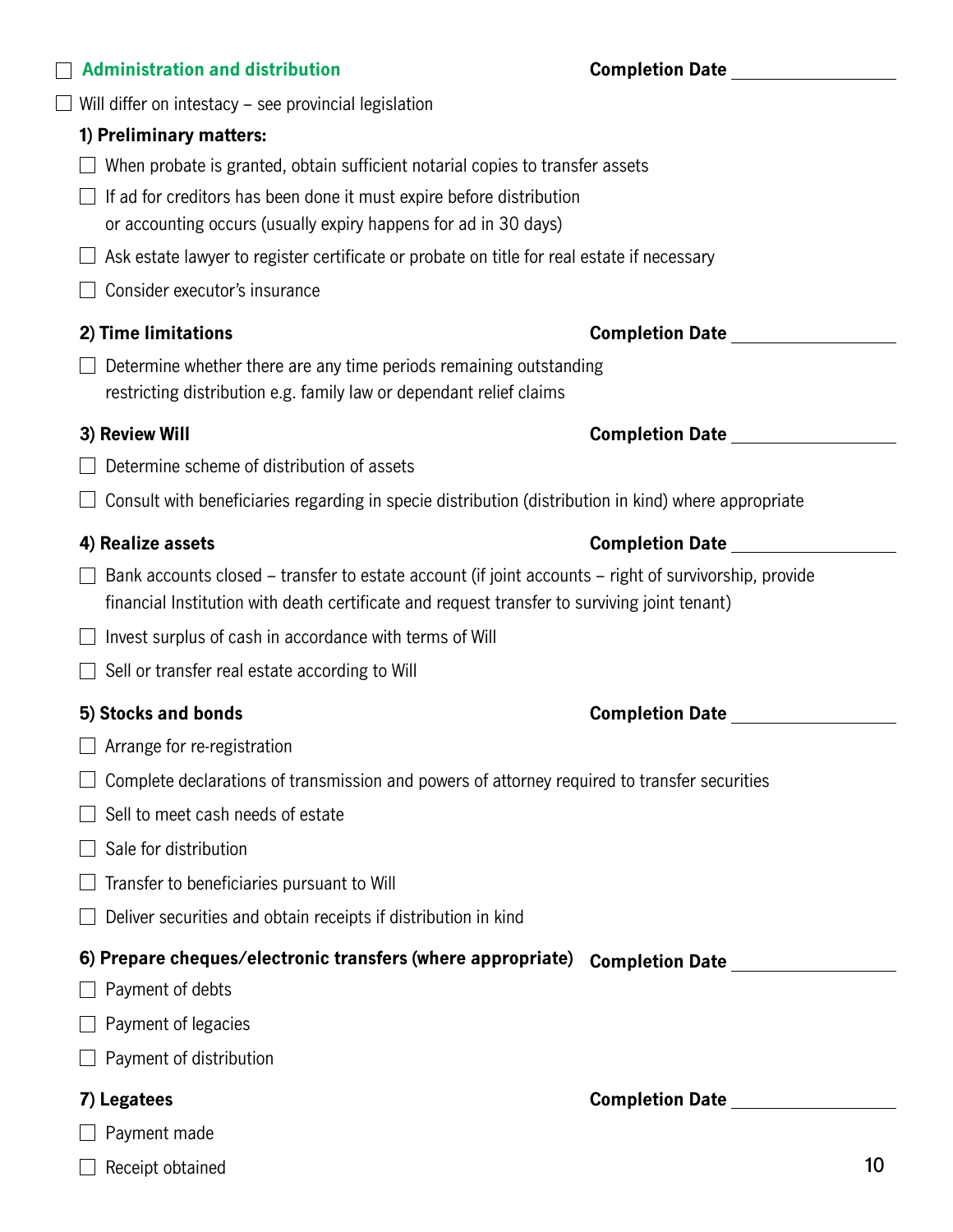- [ ] **Administration and distribution** — **Completion Date** ____________

- [ ] Will differ on intestacy – see provincial legislation

### 1) Preliminary matters:

- [ ] When probate is granted, obtain sufficient notarial copies to transfer assets
- [ ] If ad for creditors has been done it must expire before distribution or accounting occurs (usually expiry happens for ad in 30 days)
- [ ] Ask estate lawyer to register certificate or probate on title for real estate if necessary
- [ ] Consider executor's insurance

### 2) Time limitations — Completion Date ____________

- [ ] Determine whether there are any time periods remaining outstanding restricting distribution e.g. family law or dependant relief claims

### 3) Review Will — Completion Date ____________

- [ ] Determine scheme of distribution of assets
- [ ] Consult with beneficiaries regarding in specie distribution (distribution in kind) where appropriate

### 4) Realize assets — Completion Date ____________

- [ ] Bank accounts closed – transfer to estate account (if joint accounts – right of survivorship, provide financial Institution with death certificate and request transfer to surviving joint tenant)
- [ ] Invest surplus of cash in accordance with terms of Will
- [ ] Sell or transfer real estate according to Will

### 5) Stocks and bonds — Completion Date ____________

- [ ] Arrange for re-registration
- [ ] Complete declarations of transmission and powers of attorney required to transfer securities
- [ ] Sell to meet cash needs of estate
- [ ] Sale for distribution
- [ ] Transfer to beneficiaries pursuant to Will
- [ ] Deliver securities and obtain receipts if distribution in kind

### 6) Prepare cheques/electronic transfers (where appropriate) — Completion Date ____________

- [ ] Payment of debts
- [ ] Payment of legacies
- [ ] Payment of distribution

### 7) Legatees — Completion Date ____________

- [ ] Payment made
- [ ] Receipt obtained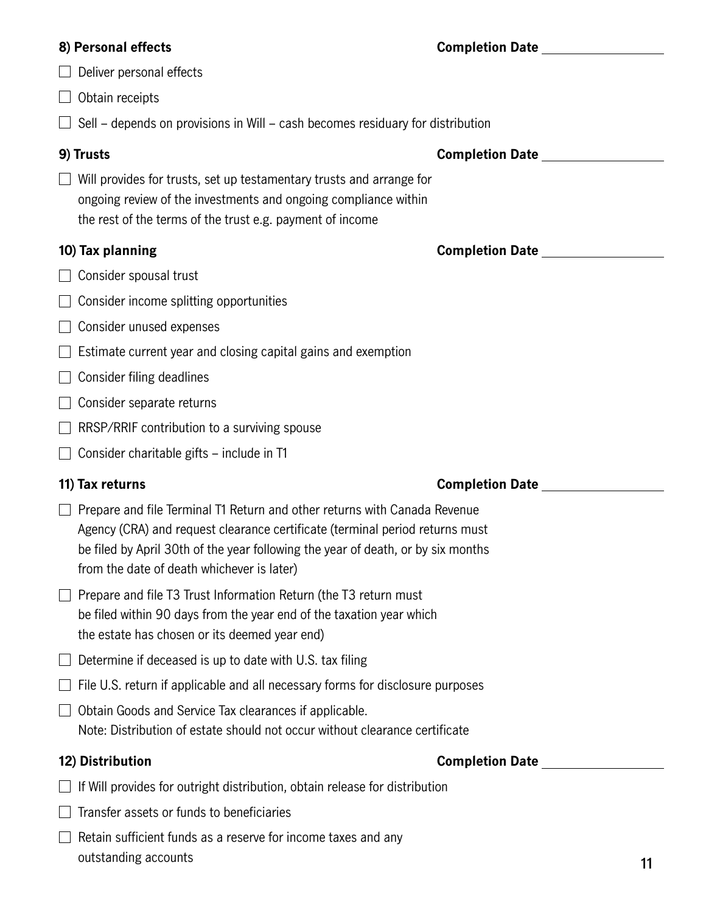**8) Personal effects** **Completion Date** \_\_\_\_\_\_\_\_\_\_\_\_\_\_\_\_

- [ ] Deliver personal effects
- [ ] Obtain receipts
- [ ] Sell – depends on provisions in Will – cash becomes residuary for distribution

**9) Trusts** **Completion Date** \_\_\_\_\_\_\_\_\_\_\_\_\_\_\_\_

- [ ] Will provides for trusts, set up testamentary trusts and arrange for ongoing review of the investments and ongoing compliance within the rest of the terms of the trust e.g. payment of income

**10) Tax planning** **Completion Date** \_\_\_\_\_\_\_\_\_\_\_\_\_\_\_\_

- [ ] Consider spousal trust
- [ ] Consider income splitting opportunities
- [ ] Consider unused expenses
- [ ] Estimate current year and closing capital gains and exemption
- [ ] Consider filing deadlines
- [ ] Consider separate returns
- [ ] RRSP/RRIF contribution to a surviving spouse
- [ ] Consider charitable gifts – include in T1

**11) Tax returns** **Completion Date** \_\_\_\_\_\_\_\_\_\_\_\_\_\_\_\_

- [ ] Prepare and file Terminal T1 Return and other returns with Canada Revenue Agency (CRA) and request clearance certificate (terminal period returns must be filed by April 30th of the year following the year of death, or by six months from the date of death whichever is later)
- [ ] Prepare and file T3 Trust Information Return (the T3 return must be filed within 90 days from the year end of the taxation year which the estate has chosen or its deemed year end)
- [ ] Determine if deceased is up to date with U.S. tax filing
- [ ] File U.S. return if applicable and all necessary forms for disclosure purposes
- [ ] Obtain Goods and Service Tax clearances if applicable.
  Note: Distribution of estate should not occur without clearance certificate

**12) Distribution** **Completion Date** \_\_\_\_\_\_\_\_\_\_\_\_\_\_\_\_

- [ ] If Will provides for outright distribution, obtain release for distribution
- [ ] Transfer assets or funds to beneficiaries
- [ ] Retain sufficient funds as a reserve for income taxes and any outstanding accounts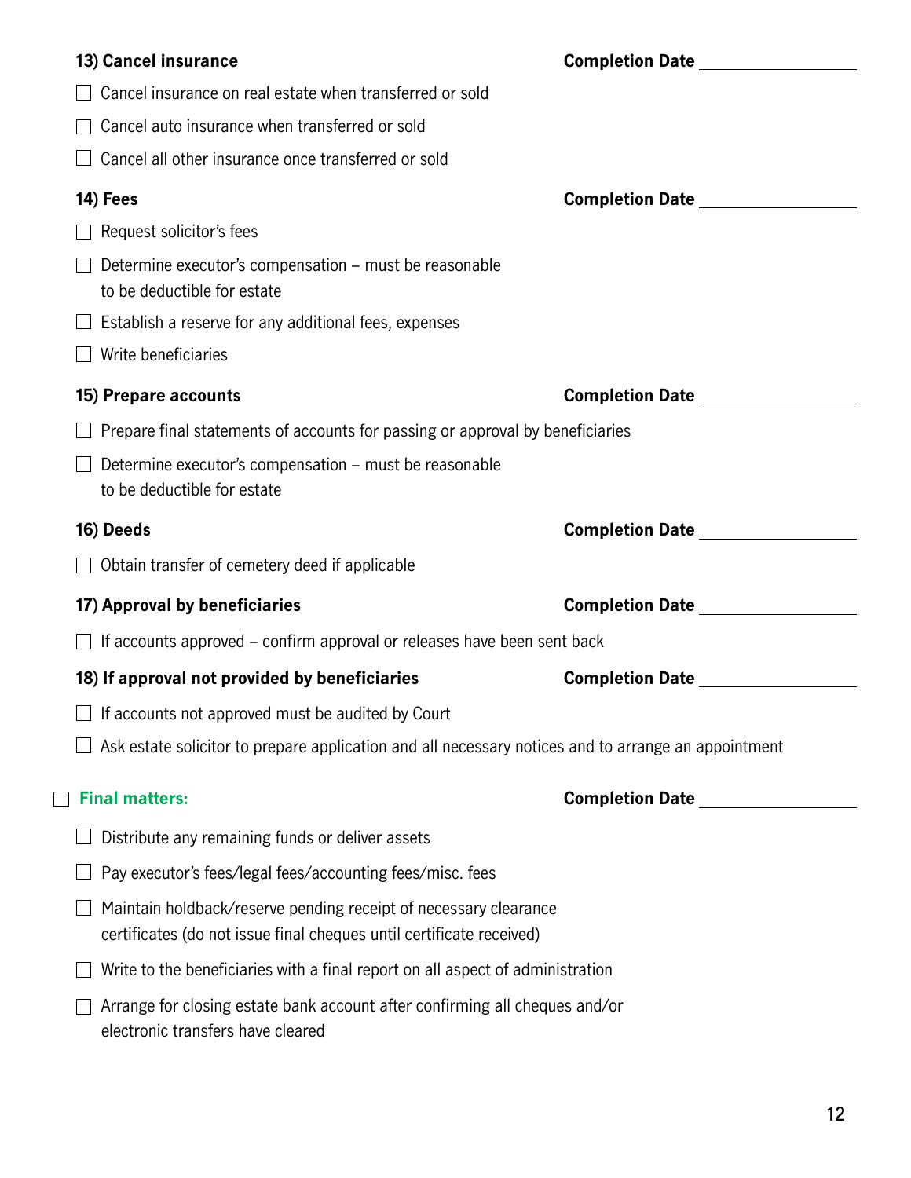**13) Cancel insurance** **Completion Date** ________________

- [ ] Cancel insurance on real estate when transferred or sold
- [ ] Cancel auto insurance when transferred or sold
- [ ] Cancel all other insurance once transferred or sold

**14) Fees** **Completion Date** ________________

- [ ] Request solicitor's fees
- [ ] Determine executor's compensation – must be reasonable to be deductible for estate
- [ ] Establish a reserve for any additional fees, expenses
- [ ] Write beneficiaries

**15) Prepare accounts** **Completion Date** ________________

- [ ] Prepare final statements of accounts for passing or approval by beneficiaries
- [ ] Determine executor's compensation – must be reasonable to be deductible for estate

**16) Deeds** **Completion Date** ________________

- [ ] Obtain transfer of cemetery deed if applicable

**17) Approval by beneficiaries** **Completion Date** ________________

- [ ] If accounts approved – confirm approval or releases have been sent back

**18) If approval not provided by beneficiaries** **Completion Date** ________________

- [ ] If accounts not approved must be audited by Court
- [ ] Ask estate solicitor to prepare application and all necessary notices and to arrange an appointment

- [ ] **Final matters:** **Completion Date** ________________

- [ ] Distribute any remaining funds or deliver assets
- [ ] Pay executor's fees/legal fees/accounting fees/misc. fees
- [ ] Maintain holdback/reserve pending receipt of necessary clearance certificates (do not issue final cheques until certificate received)
- [ ] Write to the beneficiaries with a final report on all aspect of administration
- [ ] Arrange for closing estate bank account after confirming all cheques and/or electronic transfers have cleared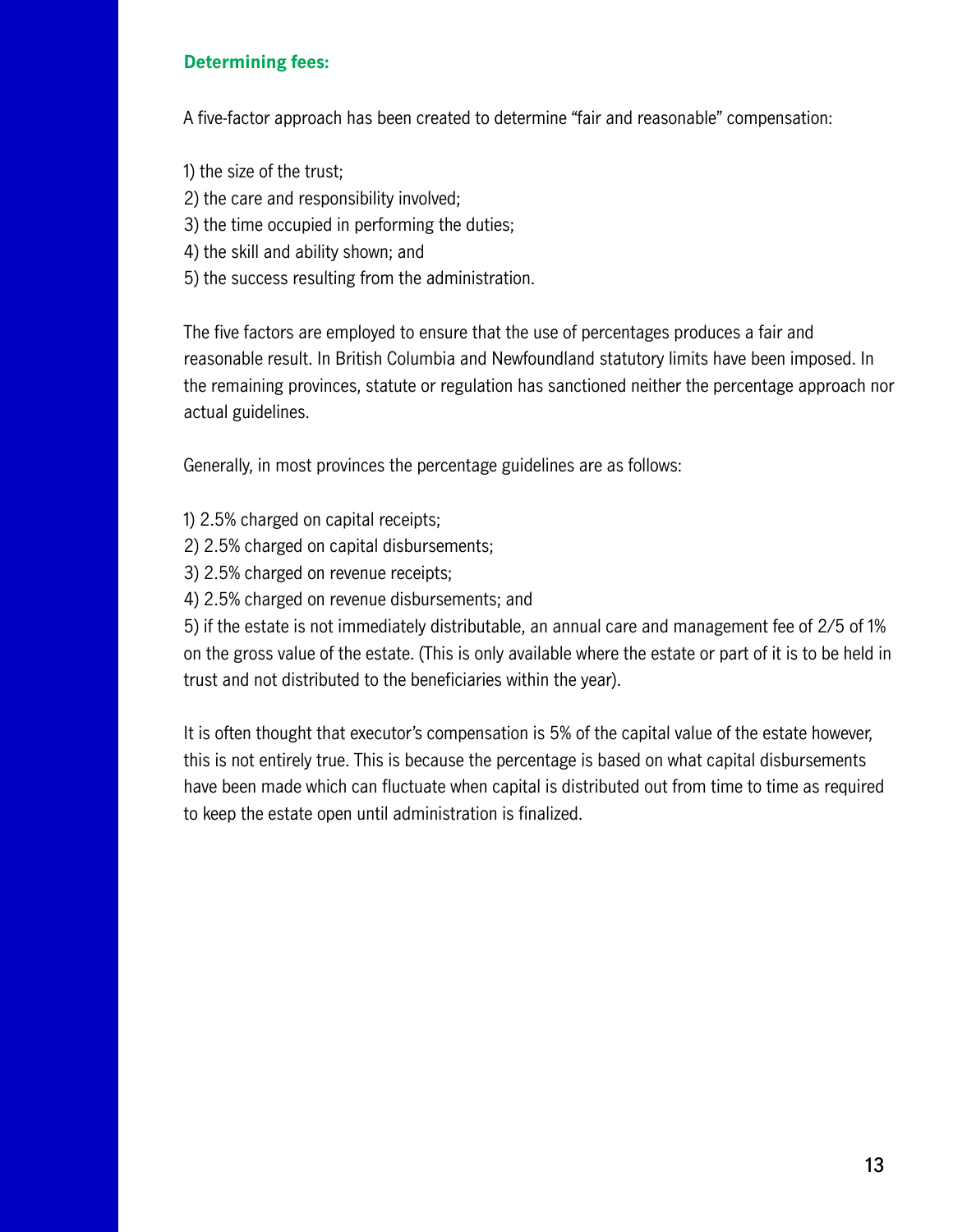## Determining fees:

A five-factor approach has been created to determine "fair and reasonable" compensation:

1) the size of the trust;
2) the care and responsibility involved;
3) the time occupied in performing the duties;
4) the skill and ability shown; and
5) the success resulting from the administration.

The five factors are employed to ensure that the use of percentages produces a fair and reasonable result. In British Columbia and Newfoundland statutory limits have been imposed. In the remaining provinces, statute or regulation has sanctioned neither the percentage approach nor actual guidelines.

Generally, in most provinces the percentage guidelines are as follows:

1) 2.5% charged on capital receipts;
2) 2.5% charged on capital disbursements;
3) 2.5% charged on revenue receipts;
4) 2.5% charged on revenue disbursements; and
5) if the estate is not immediately distributable, an annual care and management fee of 2/5 of 1% on the gross value of the estate. (This is only available where the estate or part of it is to be held in trust and not distributed to the beneficiaries within the year).

It is often thought that executor's compensation is 5% of the capital value of the estate however, this is not entirely true. This is because the percentage is based on what capital disbursements have been made which can fluctuate when capital is distributed out from time to time as required to keep the estate open until administration is finalized.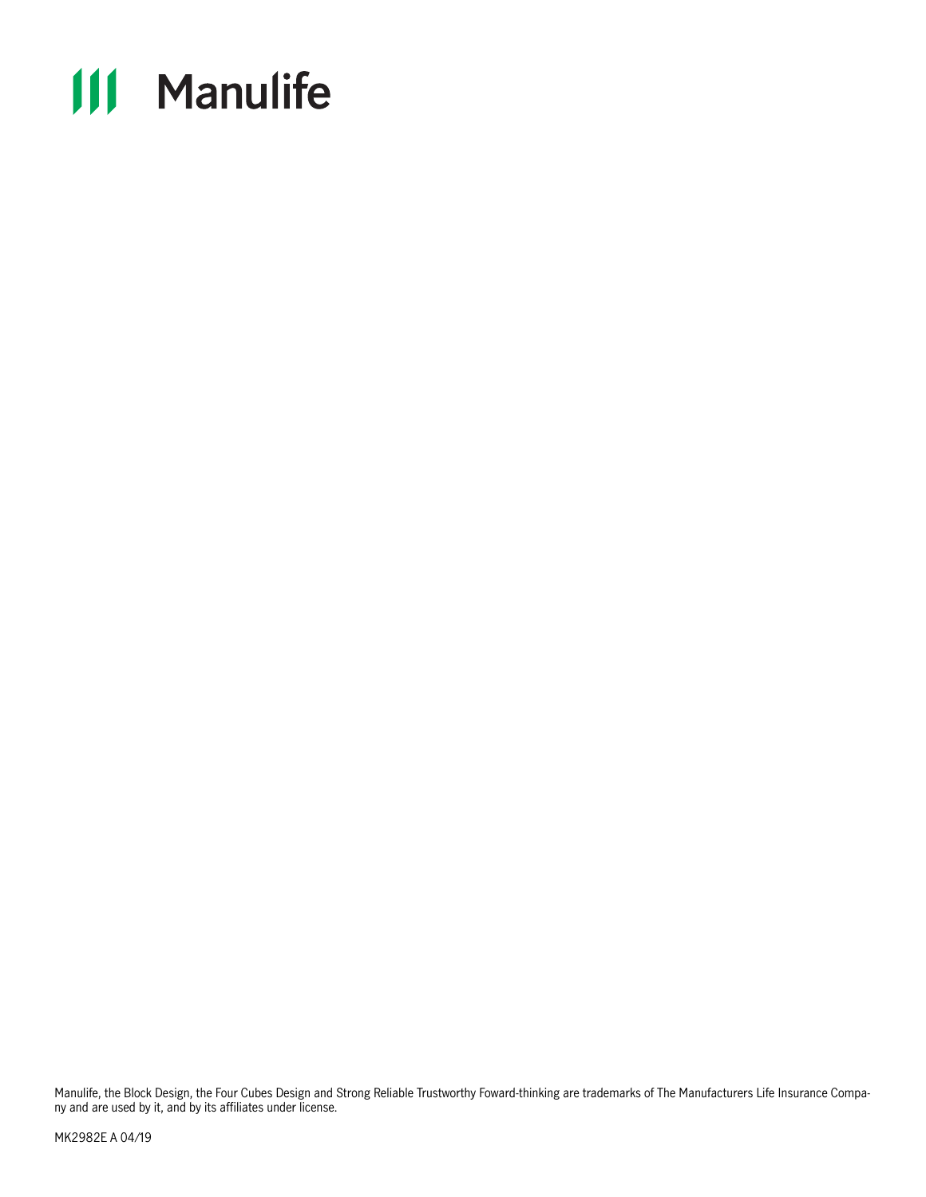Manulife

Manulife, the Block Design, the Four Cubes Design and Strong Reliable Trustworthy Foward-thinking are trademarks of The Manufacturers Life Insurance Company and are used by it, and by its affiliates under license.

MK2982E A 04/19